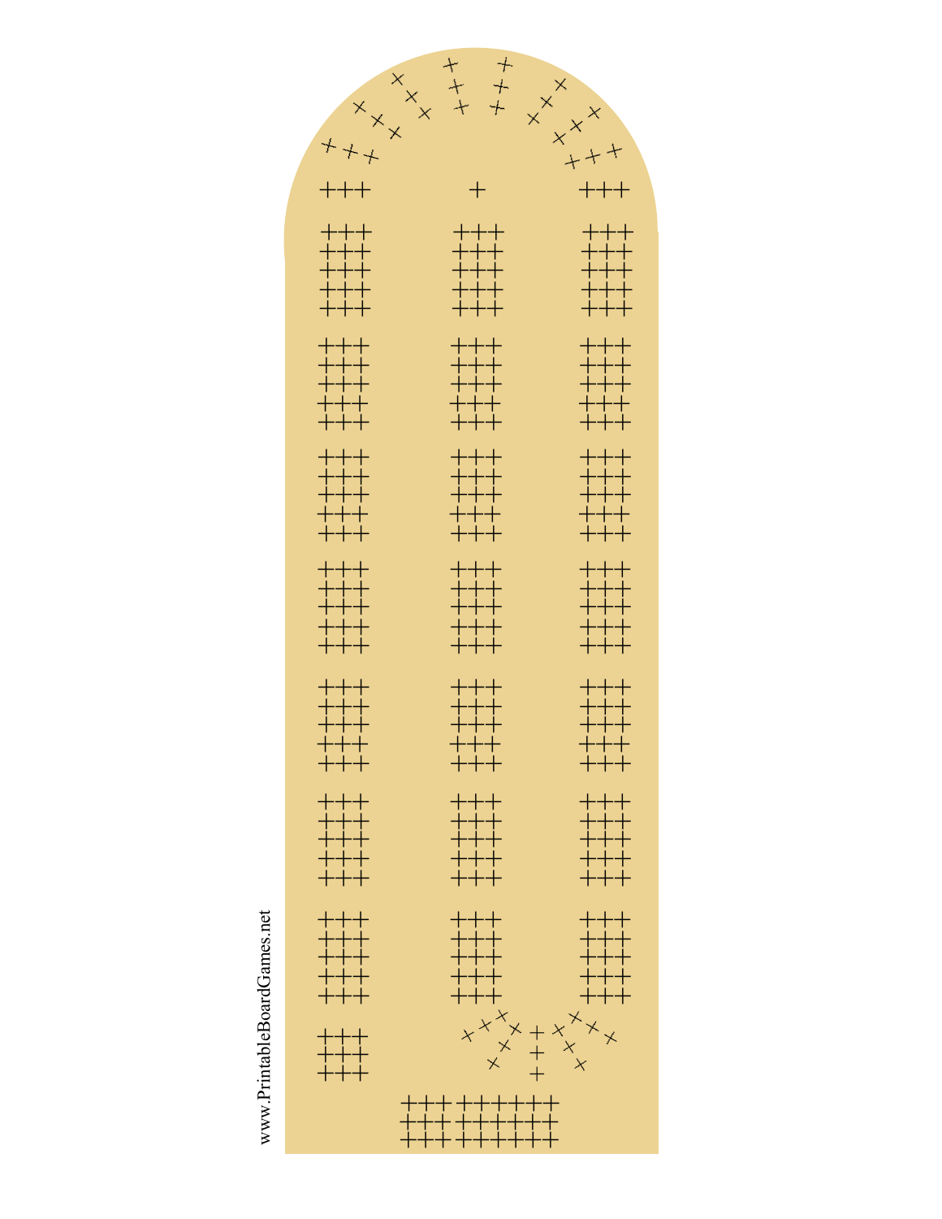www.PrintableBoardGames.net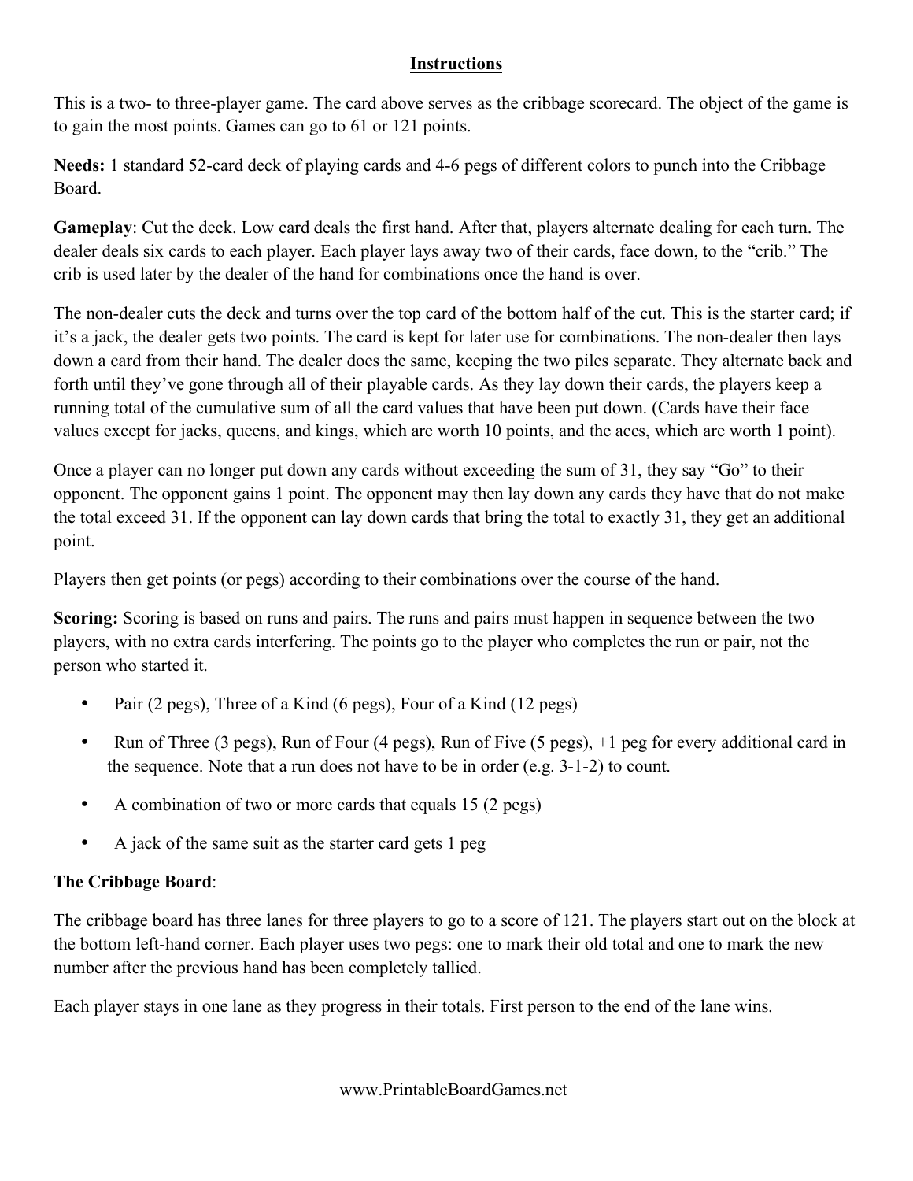## Instructions

This is a two- to three-player game. The card above serves as the cribbage scorecard. The object of the game is to gain the most points. Games can go to 61 or 121 points.

**Needs:** 1 standard 52-card deck of playing cards and 4-6 pegs of different colors to punch into the Cribbage Board.

**Gameplay**: Cut the deck. Low card deals the first hand. After that, players alternate dealing for each turn. The dealer deals six cards to each player. Each player lays away two of their cards, face down, to the "crib." The crib is used later by the dealer of the hand for combinations once the hand is over.

The non-dealer cuts the deck and turns over the top card of the bottom half of the cut. This is the starter card; if it's a jack, the dealer gets two points. The card is kept for later use for combinations. The non-dealer then lays down a card from their hand. The dealer does the same, keeping the two piles separate. They alternate back and forth until they've gone through all of their playable cards. As they lay down their cards, the players keep a running total of the cumulative sum of all the card values that have been put down. (Cards have their face values except for jacks, queens, and kings, which are worth 10 points, and the aces, which are worth 1 point).

Once a player can no longer put down any cards without exceeding the sum of 31, they say "Go" to their opponent. The opponent gains 1 point. The opponent may then lay down any cards they have that do not make the total exceed 31. If the opponent can lay down cards that bring the total to exactly 31, they get an additional point.

Players then get points (or pegs) according to their combinations over the course of the hand.

**Scoring:** Scoring is based on runs and pairs. The runs and pairs must happen in sequence between the two players, with no extra cards interfering. The points go to the player who completes the run or pair, not the person who started it.

- Pair (2 pegs), Three of a Kind (6 pegs), Four of a Kind (12 pegs)
- Run of Three (3 pegs), Run of Four (4 pegs), Run of Five (5 pegs), +1 peg for every additional card in the sequence. Note that a run does not have to be in order (e.g. 3-1-2) to count.
- A combination of two or more cards that equals 15 (2 pegs)
- A jack of the same suit as the starter card gets 1 peg

**The Cribbage Board**:

The cribbage board has three lanes for three players to go to a score of 121. The players start out on the block at the bottom left-hand corner. Each player uses two pegs: one to mark their old total and one to mark the new number after the previous hand has been completely tallied.

Each player stays in one lane as they progress in their totals. First person to the end of the lane wins.

www.PrintableBoardGames.net